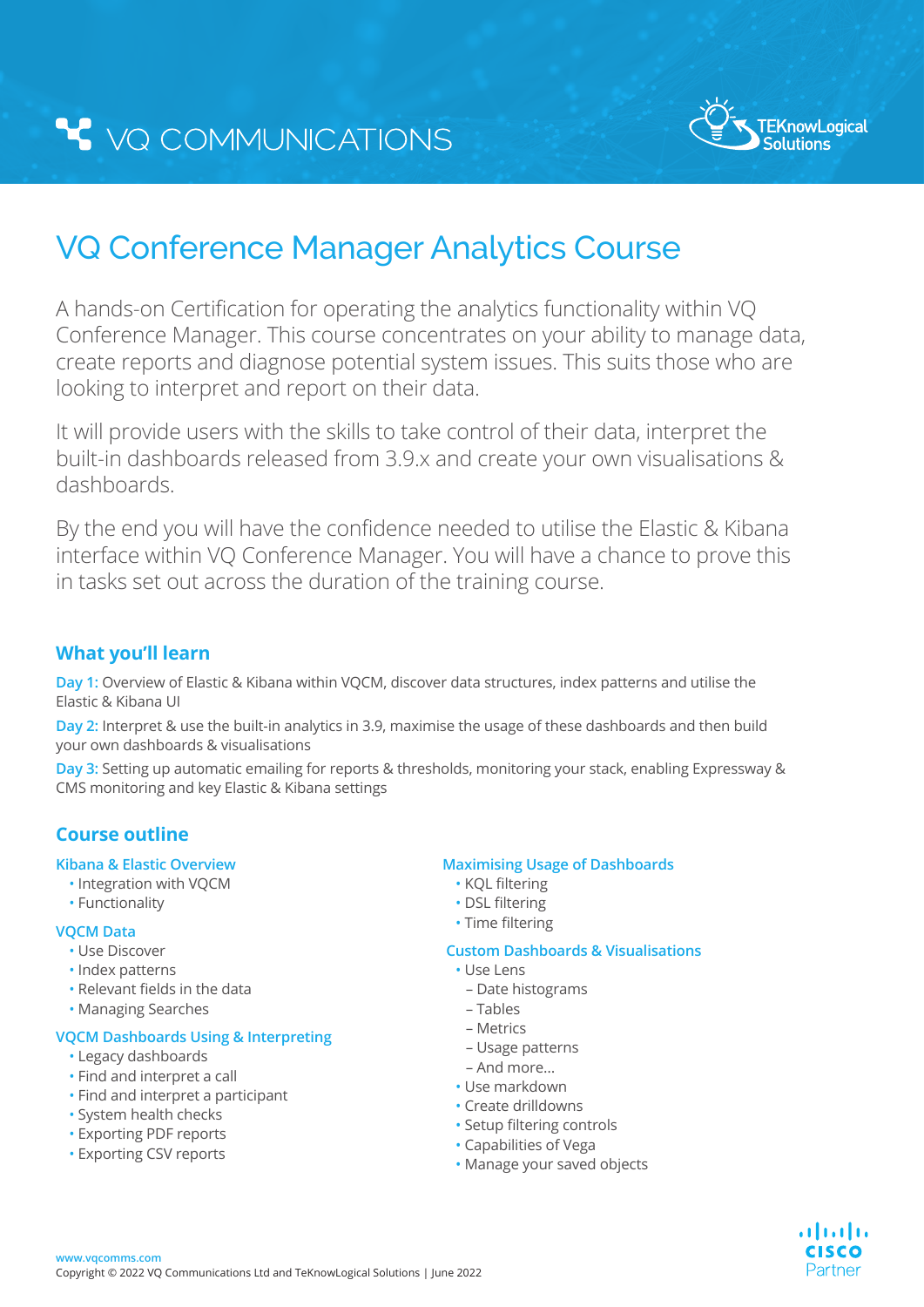VQ COMMUNICATIONS

TEKnowLogical Solutions

# VQ Conference Manager Analytics Course

A hands-on Certification for operating the analytics functionality within VQ Conference Manager. This course concentrates on your ability to manage data, create reports and diagnose potential system issues. This suits those who are looking to interpret and report on their data.

It will provide users with the skills to take control of their data, interpret the built-in dashboards released from 3.9.x and create your own visualisations & dashboards.

By the end you will have the confidence needed to utilise the Elastic & Kibana interface within VQ Conference Manager. You will have a chance to prove this in tasks set out across the duration of the training course.

## What you'll learn

**Day 1:** Overview of Elastic & Kibana within VQCM, discover data structures, index patterns and utilise the Elastic & Kibana UI

**Day 2:** Interpret & use the built-in analytics in 3.9, maximise the usage of these dashboards and then build your own dashboards & visualisations

**Day 3:** Setting up automatic emailing for reports & thresholds, monitoring your stack, enabling Expressway & CMS monitoring and key Elastic & Kibana settings

## Course outline

### Kibana & Elastic Overview

- Integration with VQCM
- Functionality

### VQCM Data

- Use Discover
- Index patterns
- Relevant fields in the data
- Managing Searches

### VQCM Dashboards Using & Interpreting

- Legacy dashboards
- Find and interpret a call
- Find and interpret a participant
- System health checks
- Exporting PDF reports
- Exporting CSV reports

### Maximising Usage of Dashboards

- KQL filtering
- DSL filtering
- Time filtering

### Custom Dashboards & Visualisations

- Use Lens
  - Date histograms
  - Tables
  - Metrics
  - Usage patterns
  - And more...
- Use markdown
- Create drilldowns
- Setup filtering controls
- Capabilities of Vega
- Manage your saved objects

www.vqcomms.com

Copyright © 2022 VQ Communications Ltd and TeKnowLogical Solutions | June 2022

CISCO Partner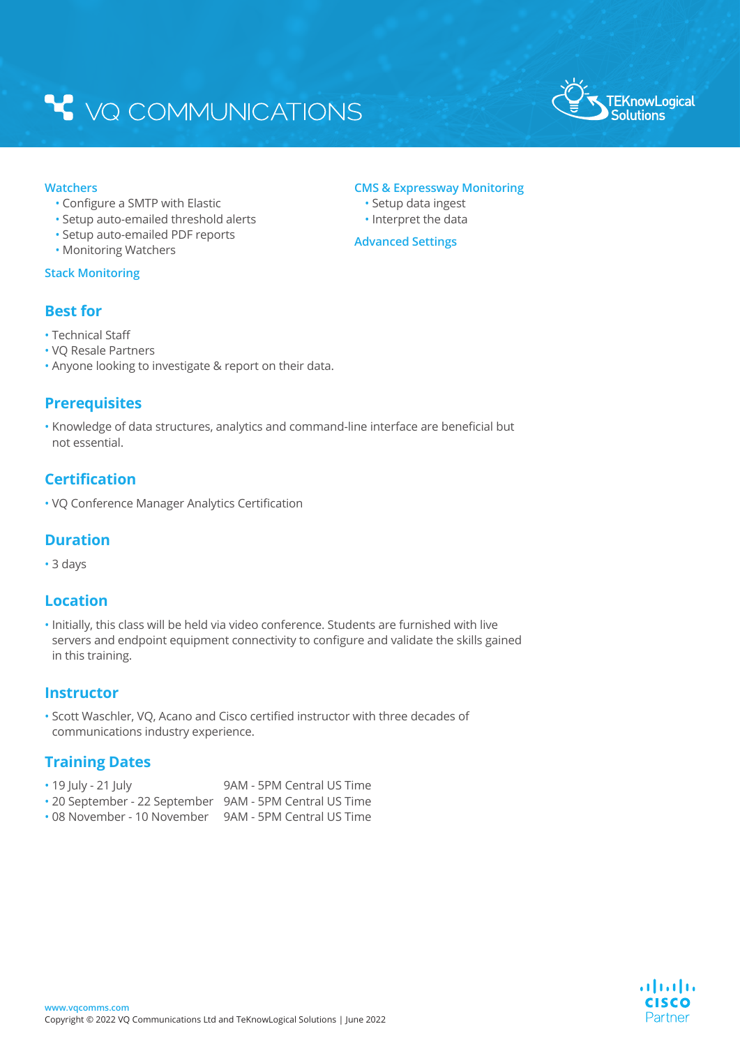# VQ COMMUNICATIONS

TEKnowLogical Solutions

### Watchers

- Configure a SMTP with Elastic
- Setup auto-emailed threshold alerts
- Setup auto-emailed PDF reports
- Monitoring Watchers

### Stack Monitoring

### CMS & Expressway Monitoring

- Setup data ingest
- Interpret the data

### Advanced Settings

## Best for

- Technical Staff
- VQ Resale Partners
- Anyone looking to investigate & report on their data.

## Prerequisites

- Knowledge of data structures, analytics and command-line interface are beneficial but not essential.

## Certification

- VQ Conference Manager Analytics Certification

## Duration

- 3 days

## Location

- Initially, this class will be held via video conference. Students are furnished with live servers and endpoint equipment connectivity to configure and validate the skills gained in this training.

## Instructor

- Scott Waschler, VQ, Acano and Cisco certified instructor with three decades of communications industry experience.

## Training Dates

| | |
|---|---|
| • 19 July - 21 July | 9AM - 5PM Central US Time |
| • 20 September - 22 September | 9AM - 5PM Central US Time |
| • 08 November - 10 November | 9AM - 5PM Central US Time |

www.vqcomms.com
Copyright © 2022 VQ Communications Ltd and TeKnowLogical Solutions | June 2022

Cisco Partner